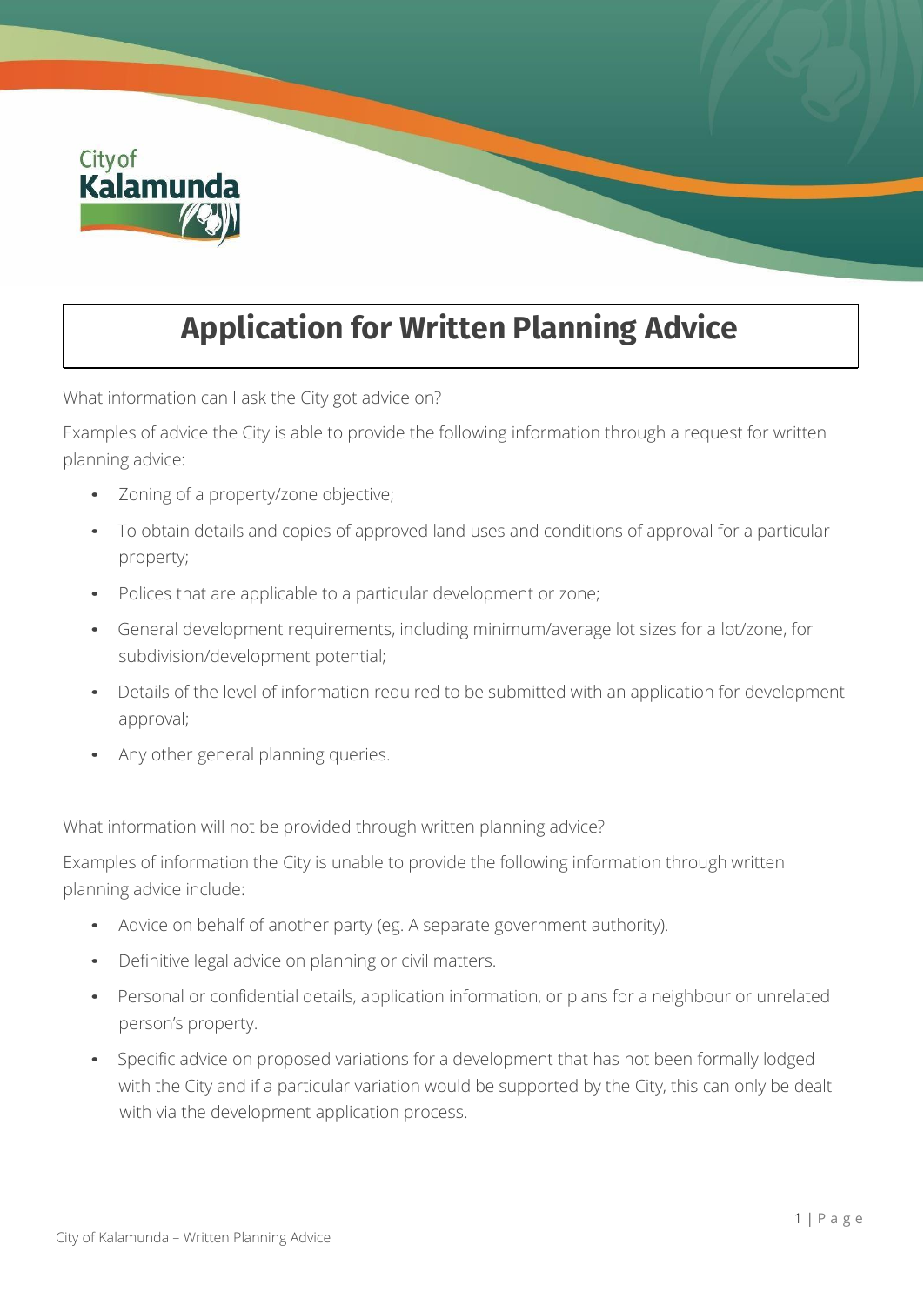# Application for Written Planning Advice

What information can I ask the City got advice on?

Examples of advice the City is able to provide the following information through a request for written planning advice:

- Zoning of a property/zone objective;
- To obtain details and copies of approved land uses and conditions of approval for a particular property;
- Polices that are applicable to a particular development or zone;
- General development requirements, including minimum/average lot sizes for a lot/zone, for subdivision/development potential;
- Details of the level of information required to be submitted with an application for development approval;
- Any other general planning queries.

What information will not be provided through written planning advice?

Examples of information the City is unable to provide the following information through written planning advice include:

- Advice on behalf of another party (eg. A separate government authority).
- Definitive legal advice on planning or civil matters.
- Personal or confidential details, application information, or plans for a neighbour or unrelated person's property.
- Specific advice on proposed variations for a development that has not been formally lodged with the City and if a particular variation would be supported by the City, this can only be dealt with via the development application process.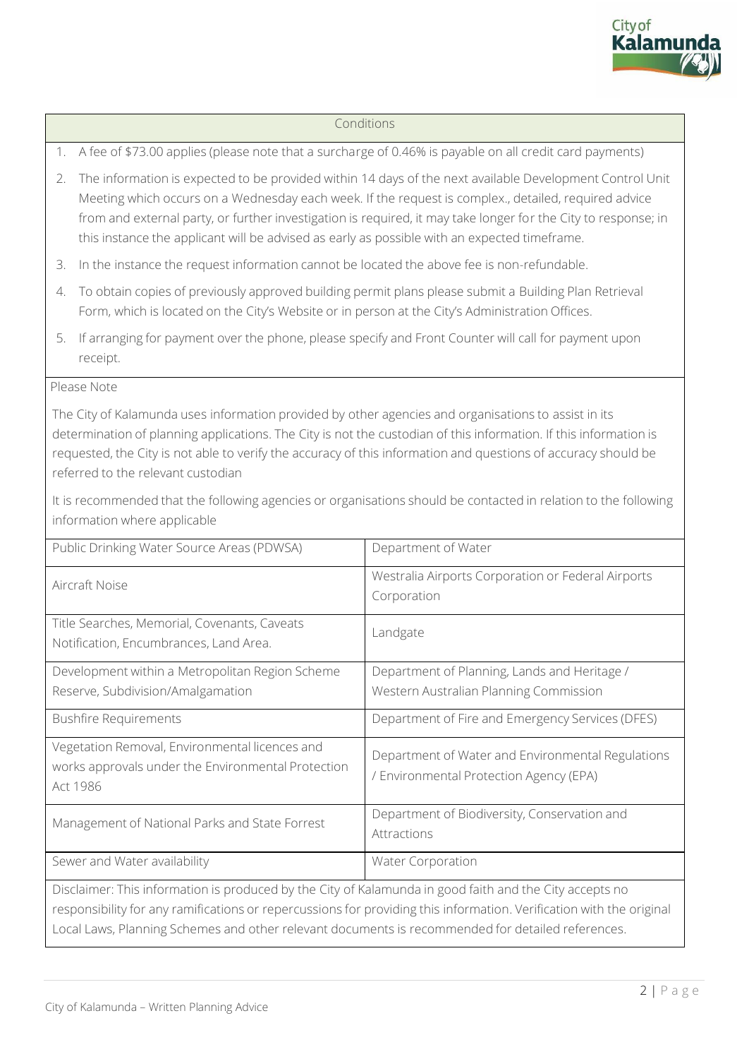## Conditions

1. A fee of $73.00 applies (please note that a surcharge of 0.46% is payable on all credit card payments)
2. The information is expected to be provided within 14 days of the next available Development Control Unit Meeting which occurs on a Wednesday each week. If the request is complex., detailed, required advice from and external party, or further investigation is required, it may take longer for the City to response; in this instance the applicant will be advised as early as possible with an expected timeframe.
3. In the instance the request information cannot be located the above fee is non-refundable.
4. To obtain copies of previously approved building permit plans please submit a Building Plan Retrieval Form, which is located on the City's Website or in person at the City's Administration Offices.
5. If arranging for payment over the phone, please specify and Front Counter will call for payment upon receipt.

Please Note

The City of Kalamunda uses information provided by other agencies and organisations to assist in its determination of planning applications. The City is not the custodian of this information. If this information is requested, the City is not able to verify the accuracy of this information and questions of accuracy should be referred to the relevant custodian

It is recommended that the following agencies or organisations should be contacted in relation to the following information where applicable

| | |
|---|---|
| Public Drinking Water Source Areas (PDWSA) | Department of Water |
| Aircraft Noise | Westralia Airports Corporation or Federal Airports Corporation |
| Title Searches, Memorial, Covenants, Caveats Notification, Encumbrances, Land Area. | Landgate |
| Development within a Metropolitan Region Scheme Reserve, Subdivision/Amalgamation | Department of Planning, Lands and Heritage / Western Australian Planning Commission |
| Bushfire Requirements | Department of Fire and Emergency Services (DFES) |
| Vegetation Removal, Environmental licences and works approvals under the Environmental Protection Act 1986 | Department of Water and Environmental Regulations / Environmental Protection Agency (EPA) |
| Management of National Parks and State Forrest | Department of Biodiversity, Conservation and Attractions |
| Sewer and Water availability | Water Corporation |

Disclaimer: This information is produced by the City of Kalamunda in good faith and the City accepts no responsibility for any ramifications or repercussions for providing this information. Verification with the original Local Laws, Planning Schemes and other relevant documents is recommended for detailed references.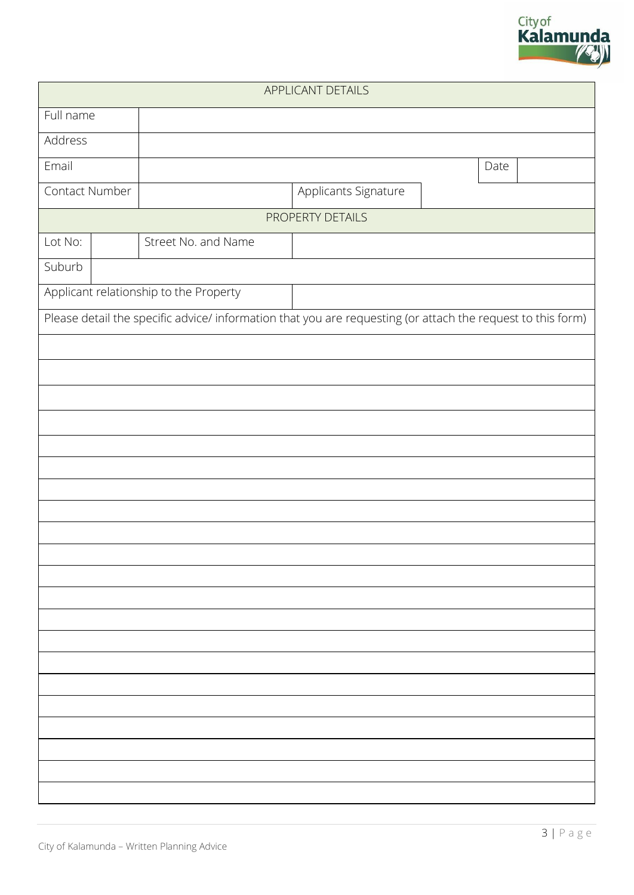| APPLICANT DETAILS | | | | | |
|---|---|---|---|---|---|
| Full name | | | | | |
| Address | | | | | |
| Email | | | | Date | |
| Contact Number | | Applicants Signature | | | |

| PROPERTY DETAILS | | | |
|---|---|---|---|
| Lot No: | | Street No. and Name | |
| Suburb | | | |
| Applicant relationship to the Property | | | |

| Please detail the specific advice/ information that you are requesting (or attach the request to this form) |
|---|
| |
| |
| |
| |
| |
| |
| |
| |
| |
| |
| |
| |
| |
| |
| |
| |
| |
| |
| |
| |
| |